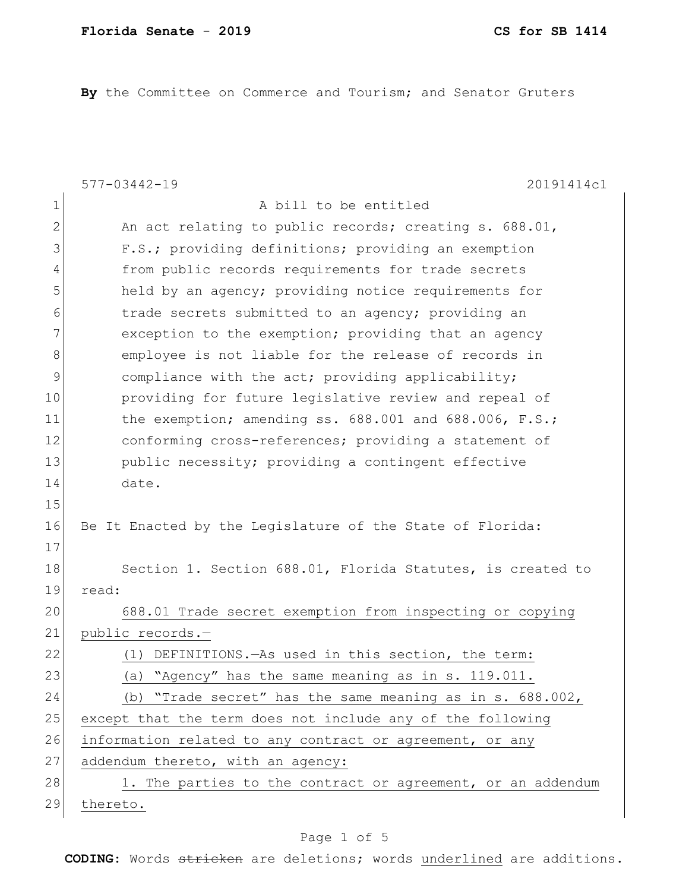**By** the Committee on Commerce and Tourism; and Senator Gruters

577-03442-19 20191414c1

A bill to be entitled

An act relating to public records; creating s. 688.01, F.S.; providing definitions; providing an exemption from public records requirements for trade secrets held by an agency; providing notice requirements for trade secrets submitted to an agency; providing an exception to the exemption; providing that an agency employee is not liable for the release of records in compliance with the act; providing applicability; providing for future legislative review and repeal of the exemption; amending ss. 688.001 and 688.006, F.S.; conforming cross-references; providing a statement of public necessity; providing a contingent effective date.

Be It Enacted by the Legislature of the State of Florida:

Section 1. Section 688.01, Florida Statutes, is created to read:

688.01 Trade secret exemption from inspecting or copying public records.—

(1) DEFINITIONS.—As used in this section, the term:

(a) "Agency" has the same meaning as in s. 119.011.

(b) "Trade secret" has the same meaning as in s. 688.002, except that the term does not include any of the following information related to any contract or agreement, or any addendum thereto, with an agency:

1. The parties to the contract or agreement, or an addendum thereto.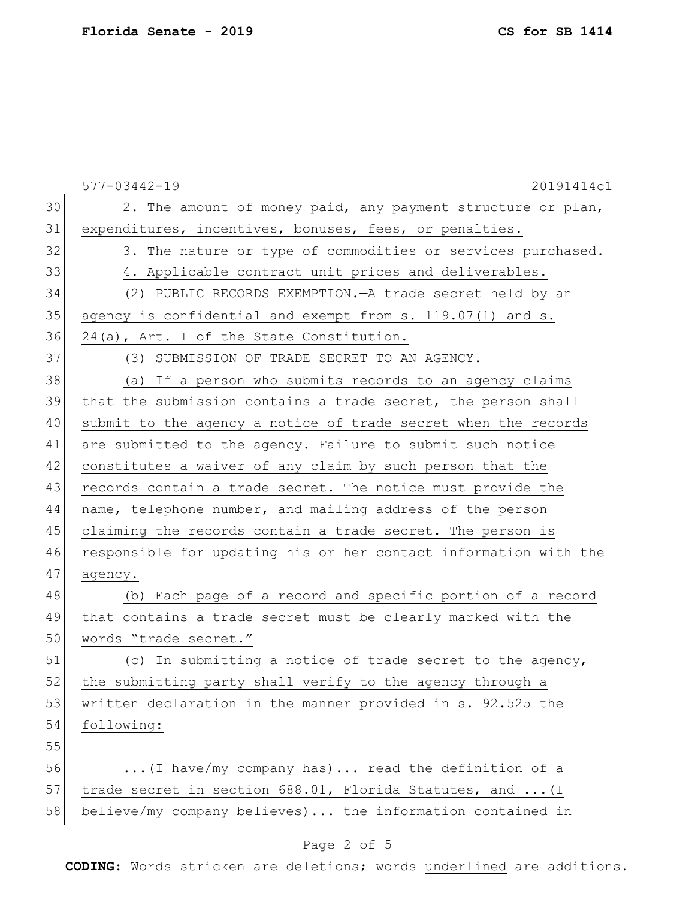2. The amount of money paid, any payment structure or plan, expenditures, incentives, bonuses, fees, or penalties.

3. The nature or type of commodities or services purchased.

4. Applicable contract unit prices and deliverables.

(2) PUBLIC RECORDS EXEMPTION.—A trade secret held by an agency is confidential and exempt from s. 119.07(1) and s. 24(a), Art. I of the State Constitution.

(3) SUBMISSION OF TRADE SECRET TO AN AGENCY.—

(a) If a person who submits records to an agency claims that the submission contains a trade secret, the person shall submit to the agency a notice of trade secret when the records are submitted to the agency. Failure to submit such notice constitutes a waiver of any claim by such person that the records contain a trade secret. The notice must provide the name, telephone number, and mailing address of the person claiming the records contain a trade secret. The person is responsible for updating his or her contact information with the agency.

(b) Each page of a record and specific portion of a record that contains a trade secret must be clearly marked with the words "trade secret."

(c) In submitting a notice of trade secret to the agency, the submitting party shall verify to the agency through a written declaration in the manner provided in s. 92.525 the following:

...(I have/my company has)... read the definition of a trade secret in section 688.01, Florida Statutes, and ...(I believe/my company believes)... the information contained in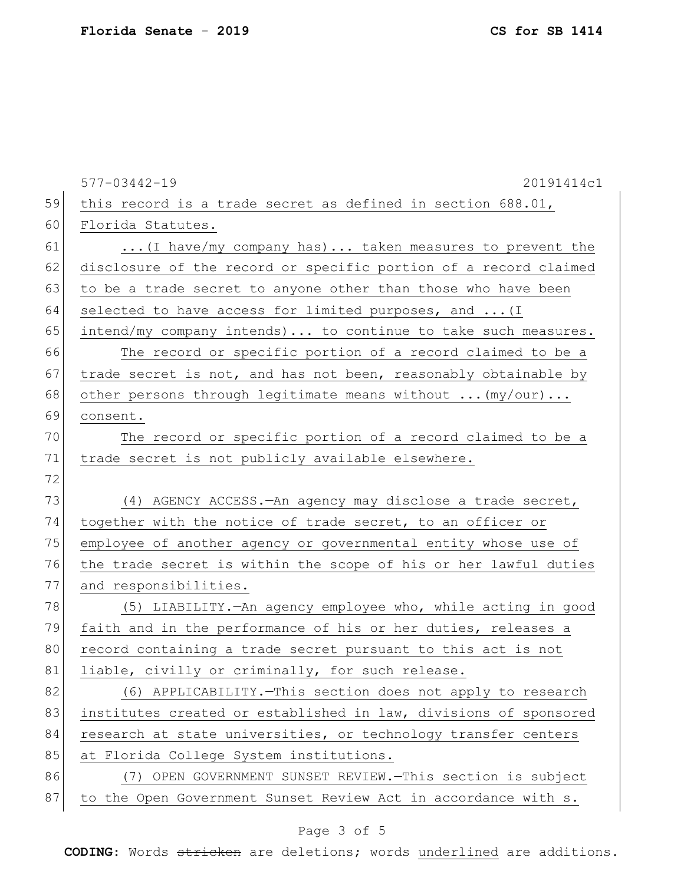this record is a trade secret as defined in section 688.01, Florida Statutes.

...(I have/my company has)... taken measures to prevent the disclosure of the record or specific portion of a record claimed to be a trade secret to anyone other than those who have been selected to have access for limited purposes, and ...(I intend/my company intends)... to continue to take such measures.

The record or specific portion of a record claimed to be a trade secret is not, and has not been, reasonably obtainable by other persons through legitimate means without ...(my/our)... consent.

The record or specific portion of a record claimed to be a trade secret is not publicly available elsewhere.

(4) AGENCY ACCESS.—An agency may disclose a trade secret, together with the notice of trade secret, to an officer or employee of another agency or governmental entity whose use of the trade secret is within the scope of his or her lawful duties and responsibilities.

(5) LIABILITY.—An agency employee who, while acting in good faith and in the performance of his or her duties, releases a record containing a trade secret pursuant to this act is not liable, civilly or criminally, for such release.

(6) APPLICABILITY.—This section does not apply to research institutes created or established in law, divisions of sponsored research at state universities, or technology transfer centers at Florida College System institutions.

(7) OPEN GOVERNMENT SUNSET REVIEW.—This section is subject to the Open Government Sunset Review Act in accordance with s.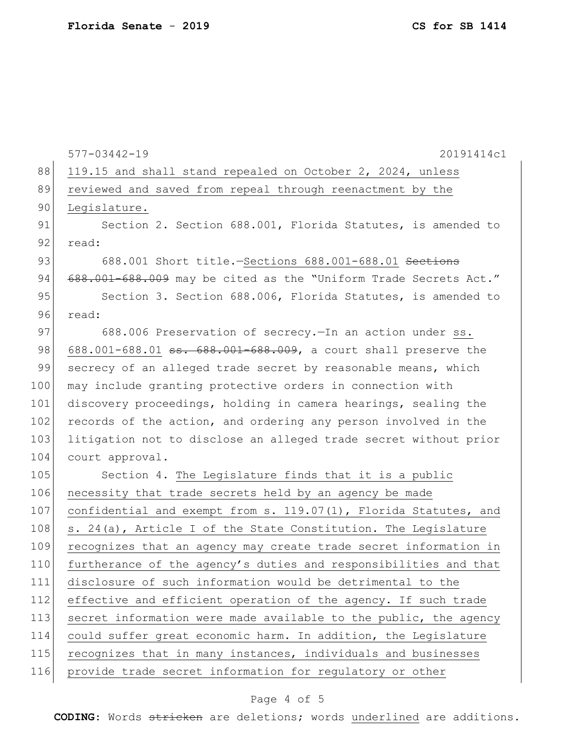577-03442-19 20191414c1

88 119.15 and shall stand repealed on October 2, 2024, unless
89 reviewed and saved from repeal through reenactment by the
90 Legislature.

91 Section 2. Section 688.001, Florida Statutes, is amended to
92 read:

93 688.001 Short title.—Sections 688.001-688.01 ~~Sections~~
94 ~~688.001-688.009~~ may be cited as the "Uniform Trade Secrets Act."

95 Section 3. Section 688.006, Florida Statutes, is amended to
96 read:

97 688.006 Preservation of secrecy.—In an action under ss.
98 688.001-688.01 ~~ss. 688.001-688.009~~, a court shall preserve the
99 secrecy of an alleged trade secret by reasonable means, which
100 may include granting protective orders in connection with
101 discovery proceedings, holding in camera hearings, sealing the
102 records of the action, and ordering any person involved in the
103 litigation not to disclose an alleged trade secret without prior
104 court approval.

105 Section 4. The Legislature finds that it is a public
106 necessity that trade secrets held by an agency be made
107 confidential and exempt from s. 119.07(1), Florida Statutes, and
108 s. 24(a), Article I of the State Constitution. The Legislature
109 recognizes that an agency may create trade secret information in
110 furtherance of the agency's duties and responsibilities and that
111 disclosure of such information would be detrimental to the
112 effective and efficient operation of the agency. If such trade
113 secret information were made available to the public, the agency
114 could suffer great economic harm. In addition, the Legislature
115 recognizes that in many instances, individuals and businesses
116 provide trade secret information for regulatory or other

**CODING:** Words ~~stricken~~ are deletions; words underlined are additions.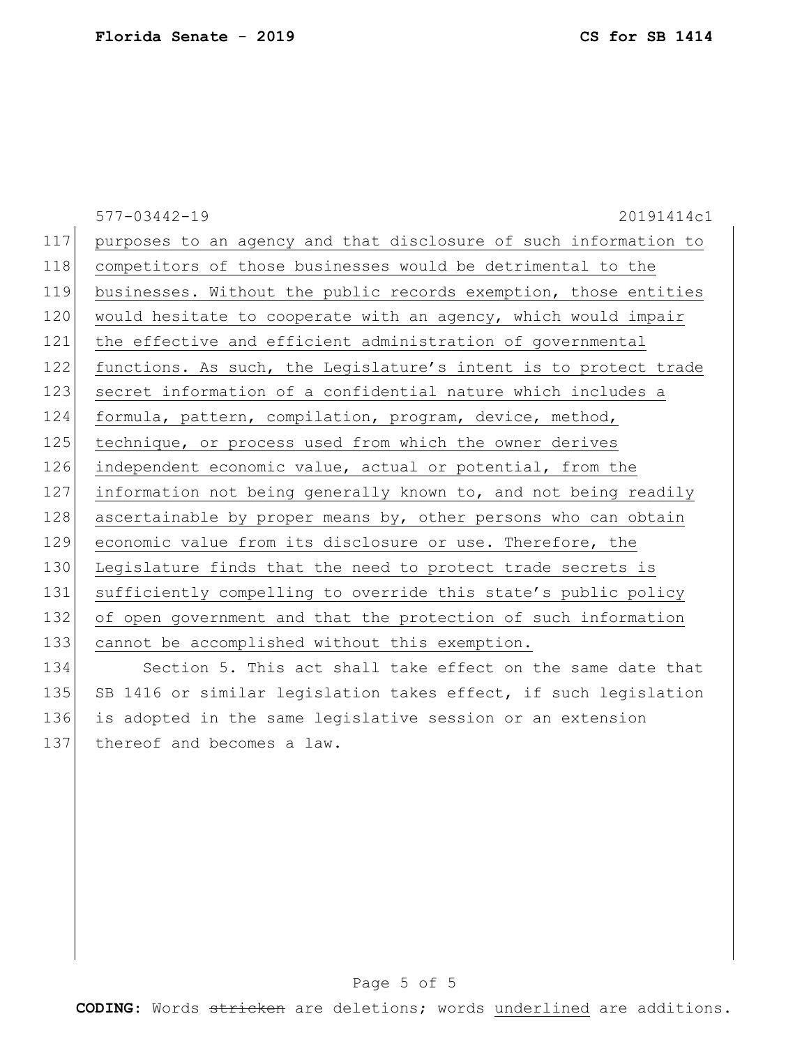577-03442-19 20191414c1

117 purposes to an agency and that disclosure of such information to
118 competitors of those businesses would be detrimental to the
119 businesses. Without the public records exemption, those entities
120 would hesitate to cooperate with an agency, which would impair
121 the effective and efficient administration of governmental
122 functions. As such, the Legislature's intent is to protect trade
123 secret information of a confidential nature which includes a
124 formula, pattern, compilation, program, device, method,
125 technique, or process used from which the owner derives
126 independent economic value, actual or potential, from the
127 information not being generally known to, and not being readily
128 ascertainable by proper means by, other persons who can obtain
129 economic value from its disclosure or use. Therefore, the
130 Legislature finds that the need to protect trade secrets is
131 sufficiently compelling to override this state's public policy
132 of open government and that the protection of such information
133 cannot be accomplished without this exemption.

134 Section 5. This act shall take effect on the same date that
135 SB 1416 or similar legislation takes effect, if such legislation
136 is adopted in the same legislative session or an extension
137 thereof and becomes a law.

**CODING:** Words ~~stricken~~ are deletions; words underlined are additions.